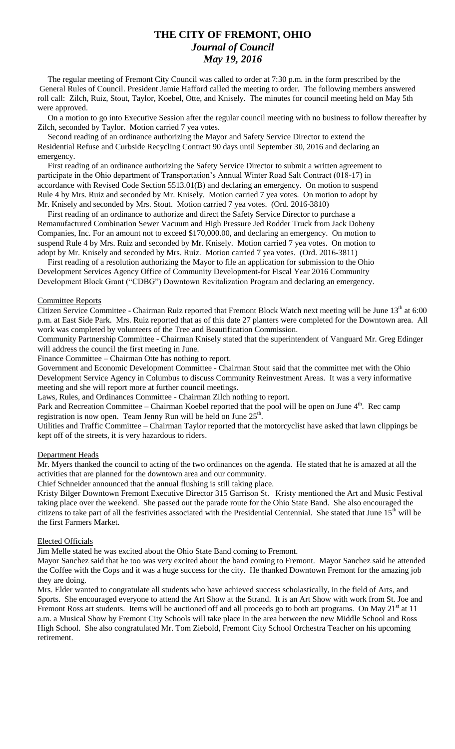# THE CITY OF FREMONT, OHIO

## *Journal of Council*

## *May 19, 2016*

The regular meeting of Fremont City Council was called to order at 7:30 p.m. in the form prescribed by the General Rules of Council. President Jamie Hafford called the meeting to order. The following members answered roll call: Zilch, Ruiz, Stout, Taylor, Koebel, Otte, and Knisely. The minutes for council meeting held on May 5th were approved.

On a motion to go into Executive Session after the regular council meeting with no business to follow thereafter by Zilch, seconded by Taylor. Motion carried 7 yea votes.

Second reading of an ordinance authorizing the Mayor and Safety Service Director to extend the Residential Refuse and Curbside Recycling Contract 90 days until September 30, 2016 and declaring an emergency.

First reading of an ordinance authorizing the Safety Service Director to submit a written agreement to participate in the Ohio department of Transportation's Annual Winter Road Salt Contract (018-17) in accordance with Revised Code Section 5513.01(B) and declaring an emergency. On motion to suspend Rule 4 by Mrs. Ruiz and seconded by Mr. Knisely. Motion carried 7 yea votes. On motion to adopt by Mr. Knisely and seconded by Mrs. Stout. Motion carried 7 yea votes. (Ord. 2016-3810)

First reading of an ordinance to authorize and direct the Safety Service Director to purchase a Remanufactured Combination Sewer Vacuum and High Pressure Jed Rodder Truck from Jack Doheny Companies, Inc. For an amount not to exceed $170,000.00, and declaring an emergency. On motion to suspend Rule 4 by Mrs. Ruiz and seconded by Mr. Knisely. Motion carried 7 yea votes. On motion to adopt by Mr. Knisely and seconded by Mrs. Ruiz. Motion carried 7 yea votes. (Ord. 2016-3811)

First reading of a resolution authorizing the Mayor to file an application for submission to the Ohio Development Services Agency Office of Community Development-for Fiscal Year 2016 Community Development Block Grant ("CDBG") Downtown Revitalization Program and declaring an emergency.

### Committee Reports

Citizen Service Committee - Chairman Ruiz reported that Fremont Block Watch next meeting will be June 13th at 6:00 p.m. at East Side Park. Mrs. Ruiz reported that as of this date 27 planters were completed for the Downtown area. All work was completed by volunteers of the Tree and Beautification Commission.

Community Partnership Committee - Chairman Knisely stated that the superintendent of Vanguard Mr. Greg Edinger will address the council the first meeting in June.

Finance Committee – Chairman Otte has nothing to report.

Government and Economic Development Committee - Chairman Stout said that the committee met with the Ohio Development Service Agency in Columbus to discuss Community Reinvestment Areas. It was a very informative meeting and she will report more at further council meetings.

Laws, Rules, and Ordinances Committee - Chairman Zilch nothing to report.

Park and Recreation Committee – Chairman Koebel reported that the pool will be open on June 4th. Rec camp registration is now open. Team Jenny Run will be held on June 25th.

Utilities and Traffic Committee – Chairman Taylor reported that the motorcyclist have asked that lawn clippings be kept off of the streets, it is very hazardous to riders.

### Department Heads

Mr. Myers thanked the council to acting of the two ordinances on the agenda. He stated that he is amazed at all the activities that are planned for the downtown area and our community.

Chief Schneider announced that the annual flushing is still taking place.

Kristy Bilger Downtown Fremont Executive Director 315 Garrison St. Kristy mentioned the Art and Music Festival taking place over the weekend. She passed out the parade route for the Ohio State Band. She also encouraged the citizens to take part of all the festivities associated with the Presidential Centennial. She stated that June 15th will be the first Farmers Market.

### Elected Officials

Jim Melle stated he was excited about the Ohio State Band coming to Fremont.

Mayor Sanchez said that he too was very excited about the band coming to Fremont. Mayor Sanchez said he attended the Coffee with the Cops and it was a huge success for the city. He thanked Downtown Fremont for the amazing job they are doing.

Mrs. Elder wanted to congratulate all students who have achieved success scholastically, in the field of Arts, and Sports. She encouraged everyone to attend the Art Show at the Strand. It is an Art Show with work from St. Joe and Fremont Ross art students. Items will be auctioned off and all proceeds go to both art programs. On May 21st at 11 a.m. a Musical Show by Fremont City Schools will take place in the area between the new Middle School and Ross High School. She also congratulated Mr. Tom Ziebold, Fremont City School Orchestra Teacher on his upcoming retirement.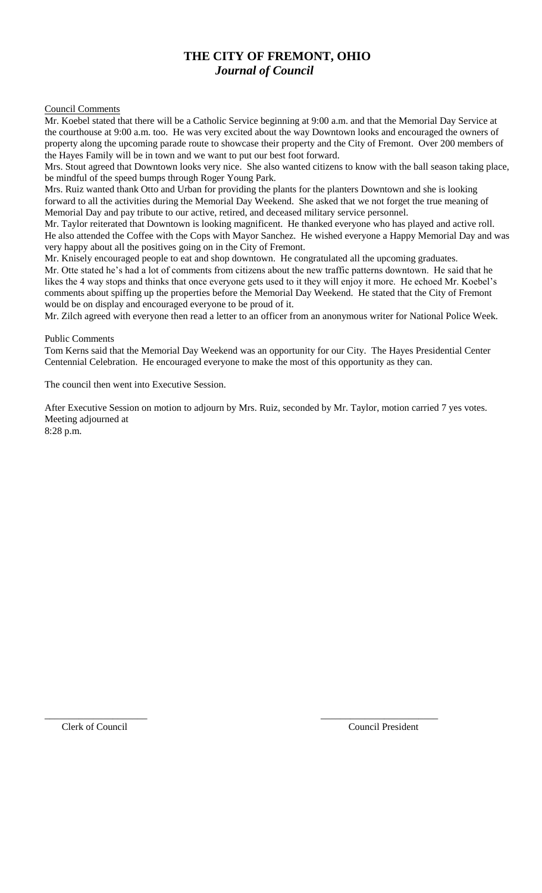# THE CITY OF FREMONT, OHIO
## *Journal of Council*

Council Comments

Mr. Koebel stated that there will be a Catholic Service beginning at 9:00 a.m. and that the Memorial Day Service at the courthouse at 9:00 a.m. too. He was very excited about the way Downtown looks and encouraged the owners of property along the upcoming parade route to showcase their property and the City of Fremont. Over 200 members of the Hayes Family will be in town and we want to put our best foot forward.

Mrs. Stout agreed that Downtown looks very nice. She also wanted citizens to know with the ball season taking place, be mindful of the speed bumps through Roger Young Park.

Mrs. Ruiz wanted thank Otto and Urban for providing the plants for the planters Downtown and she is looking forward to all the activities during the Memorial Day Weekend. She asked that we not forget the true meaning of Memorial Day and pay tribute to our active, retired, and deceased military service personnel.

Mr. Taylor reiterated that Downtown is looking magnificent. He thanked everyone who has played and active roll. He also attended the Coffee with the Cops with Mayor Sanchez. He wished everyone a Happy Memorial Day and was very happy about all the positives going on in the City of Fremont.

Mr. Knisely encouraged people to eat and shop downtown. He congratulated all the upcoming graduates.

Mr. Otte stated he's had a lot of comments from citizens about the new traffic patterns downtown. He said that he likes the 4 way stops and thinks that once everyone gets used to it they will enjoy it more. He echoed Mr. Koebel's comments about spiffing up the properties before the Memorial Day Weekend. He stated that the City of Fremont would be on display and encouraged everyone to be proud of it.

Mr. Zilch agreed with everyone then read a letter to an officer from an anonymous writer for National Police Week.

Public Comments

Tom Kerns said that the Memorial Day Weekend was an opportunity for our City. The Hayes Presidential Center Centennial Celebration. He encouraged everyone to make the most of this opportunity as they can.

The council then went into Executive Session.

After Executive Session on motion to adjourn by Mrs. Ruiz, seconded by Mr. Taylor, motion carried 7 yes votes. Meeting adjourned at
8:28 p.m.

\_\_\_\_\_\_\_\_\_\_\_\_\_\_\_\_\_\_\_\_\_\_\_ \_\_\_\_\_\_\_\_\_\_\_\_\_\_\_\_\_\_\_\_\_\_\_

Clerk of Council Council President